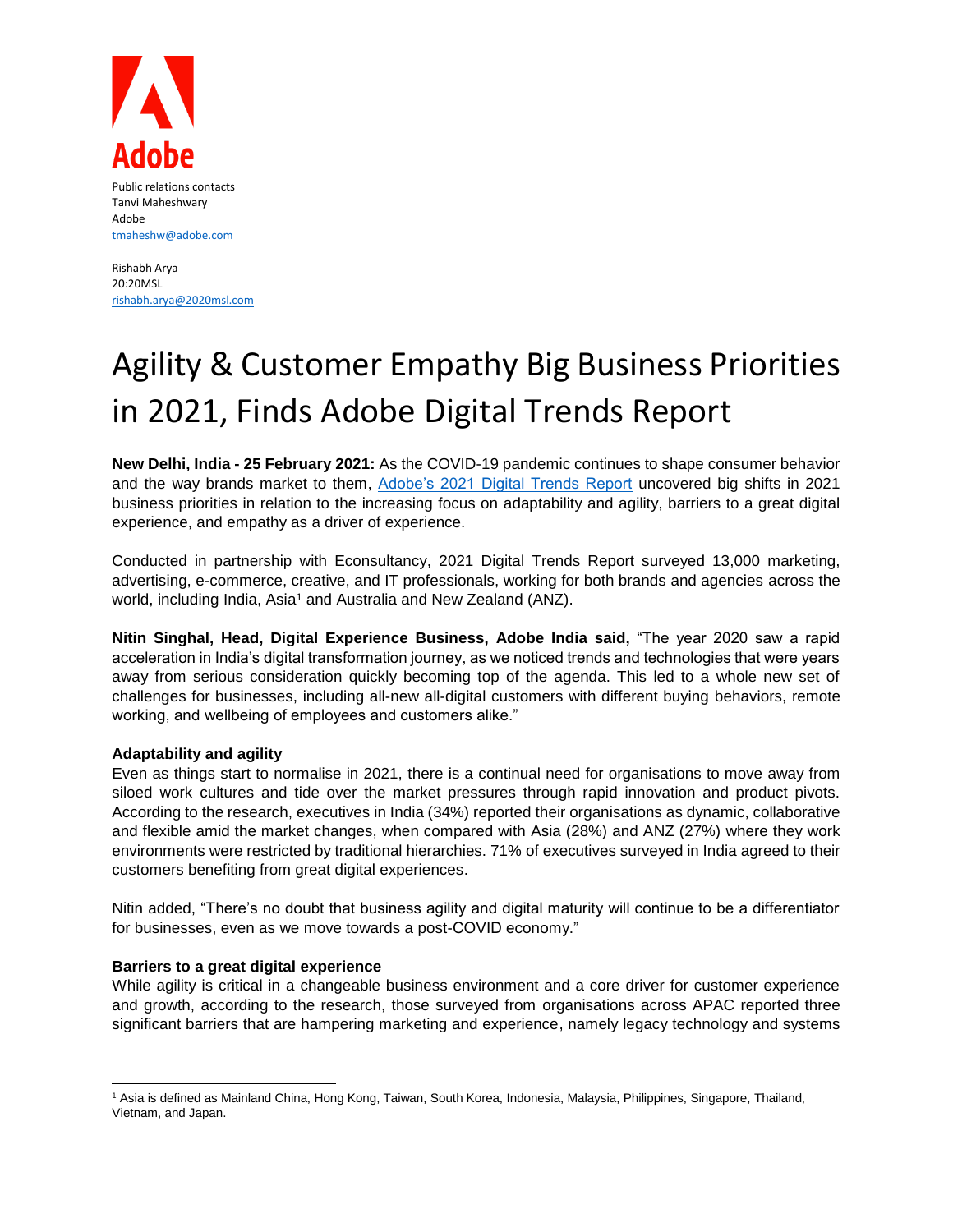Adobe

Public relations contacts
Tanvi Maheshwary
Adobe
tmaheshw@adobe.com

Rishabh Arya
20:20MSL
rishabh.arya@2020msl.com

# Agility & Customer Empathy Big Business Priorities in 2021, Finds Adobe Digital Trends Report

**New Delhi, India - 25 February 2021:** As the COVID-19 pandemic continues to shape consumer behavior and the way brands market to them, Adobe's 2021 Digital Trends Report uncovered big shifts in 2021 business priorities in relation to the increasing focus on adaptability and agility, barriers to a great digital experience, and empathy as a driver of experience.

Conducted in partnership with Econsultancy, 2021 Digital Trends Report surveyed 13,000 marketing, advertising, e-commerce, creative, and IT professionals, working for both brands and agencies across the world, including India, Asia[1] and Australia and New Zealand (ANZ).

**Nitin Singhal, Head, Digital Experience Business, Adobe India said,** "The year 2020 saw a rapid acceleration in India's digital transformation journey, as we noticed trends and technologies that were years away from serious consideration quickly becoming top of the agenda. This led to a whole new set of challenges for businesses, including all-new all-digital customers with different buying behaviors, remote working, and wellbeing of employees and customers alike."

**Adaptability and agility**

Even as things start to normalise in 2021, there is a continual need for organisations to move away from siloed work cultures and tide over the market pressures through rapid innovation and product pivots. According to the research, executives in India (34%) reported their organisations as dynamic, collaborative and flexible amid the market changes, when compared with Asia (28%) and ANZ (27%) where they work environments were restricted by traditional hierarchies. 71% of executives surveyed in India agreed to their customers benefiting from great digital experiences.

Nitin added, "There's no doubt that business agility and digital maturity will continue to be a differentiator for businesses, even as we move towards a post-COVID economy."

**Barriers to a great digital experience**

While agility is critical in a changeable business environment and a core driver for customer experience and growth, according to the research, those surveyed from organisations across APAC reported three significant barriers that are hampering marketing and experience, namely legacy technology and systems

[1] Asia is defined as Mainland China, Hong Kong, Taiwan, South Korea, Indonesia, Malaysia, Philippines, Singapore, Thailand, Vietnam, and Japan.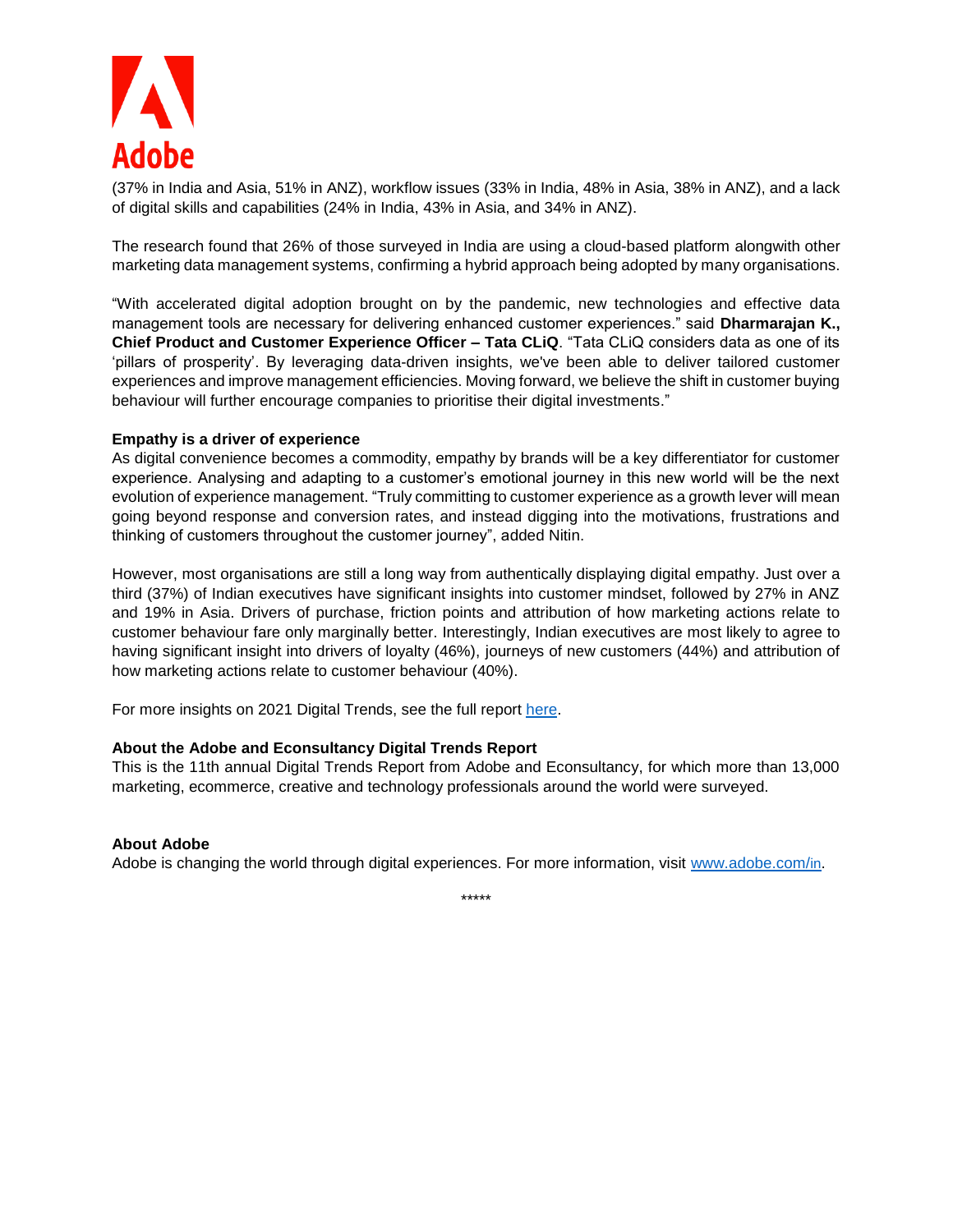(37% in India and Asia, 51% in ANZ), workflow issues (33% in India, 48% in Asia, 38% in ANZ), and a lack of digital skills and capabilities (24% in India, 43% in Asia, and 34% in ANZ).

The research found that 26% of those surveyed in India are using a cloud-based platform alongwith other marketing data management systems, confirming a hybrid approach being adopted by many organisations.

"With accelerated digital adoption brought on by the pandemic, new technologies and effective data management tools are necessary for delivering enhanced customer experiences." said **Dharmarajan K., Chief Product and Customer Experience Officer – Tata CLiQ**. "Tata CLiQ considers data as one of its 'pillars of prosperity'. By leveraging data-driven insights, we've been able to deliver tailored customer experiences and improve management efficiencies. Moving forward, we believe the shift in customer buying behaviour will further encourage companies to prioritise their digital investments."

**Empathy is a driver of experience**

As digital convenience becomes a commodity, empathy by brands will be a key differentiator for customer experience. Analysing and adapting to a customer's emotional journey in this new world will be the next evolution of experience management. "Truly committing to customer experience as a growth lever will mean going beyond response and conversion rates, and instead digging into the motivations, frustrations and thinking of customers throughout the customer journey", added Nitin.

However, most organisations are still a long way from authentically displaying digital empathy. Just over a third (37%) of Indian executives have significant insights into customer mindset, followed by 27% in ANZ and 19% in Asia. Drivers of purchase, friction points and attribution of how marketing actions relate to customer behaviour fare only marginally better. Interestingly, Indian executives are most likely to agree to having significant insight into drivers of loyalty (46%), journeys of new customers (44%) and attribution of how marketing actions relate to customer behaviour (40%).

For more insights on 2021 Digital Trends, see the full report [here](here).

**About the Adobe and Econsultancy Digital Trends Report**

This is the 11th annual Digital Trends Report from Adobe and Econsultancy, for which more than 13,000 marketing, ecommerce, creative and technology professionals around the world were surveyed.

**About Adobe**

Adobe is changing the world through digital experiences. For more information, visit www.adobe.com/in.

*****